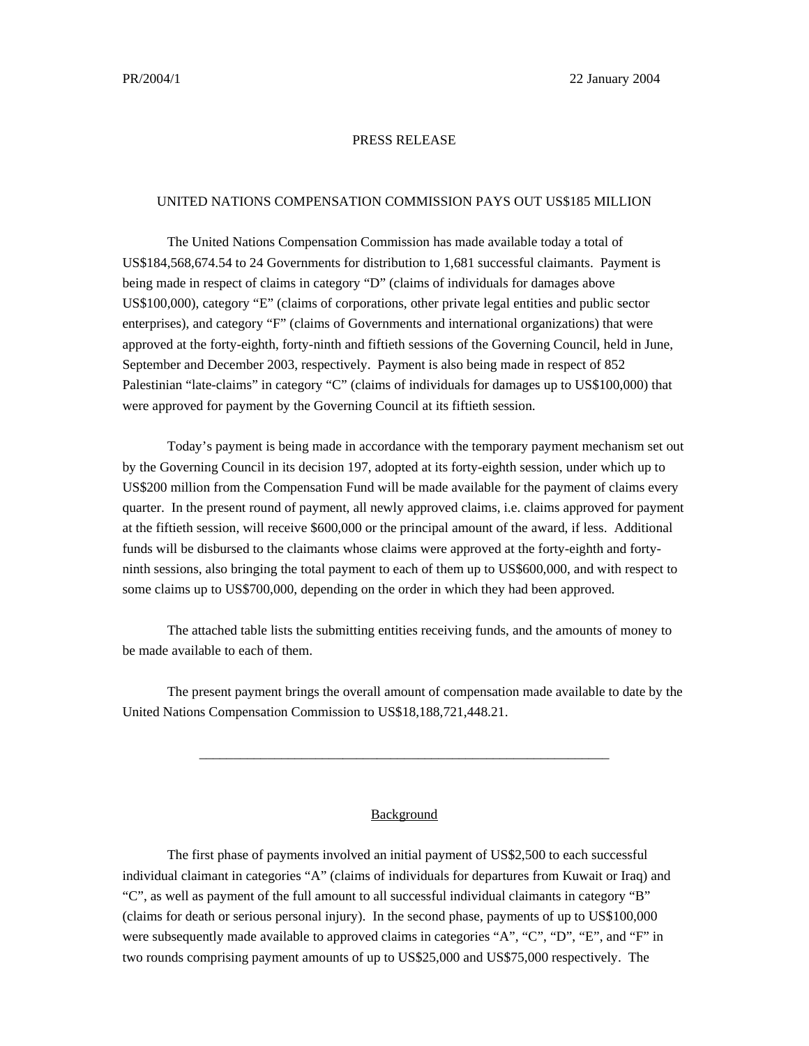PR/2004/1 22 January 2004

PRESS RELEASE

UNITED NATIONS COMPENSATION COMMISSION PAYS OUT US$185 MILLION

The United Nations Compensation Commission has made available today a total of US$184,568,674.54 to 24 Governments for distribution to 1,681 successful claimants. Payment is being made in respect of claims in category "D" (claims of individuals for damages above US$100,000), category "E" (claims of corporations, other private legal entities and public sector enterprises), and category "F" (claims of Governments and international organizations) that were approved at the forty-eighth, forty-ninth and fiftieth sessions of the Governing Council, held in June, September and December 2003, respectively. Payment is also being made in respect of 852 Palestinian "late-claims" in category "C" (claims of individuals for damages up to US$100,000) that were approved for payment by the Governing Council at its fiftieth session.

Today's payment is being made in accordance with the temporary payment mechanism set out by the Governing Council in its decision 197, adopted at its forty-eighth session, under which up to US$200 million from the Compensation Fund will be made available for the payment of claims every quarter. In the present round of payment, all newly approved claims, i.e. claims approved for payment at the fiftieth session, will receive $600,000 or the principal amount of the award, if less. Additional funds will be disbursed to the claimants whose claims were approved at the forty-eighth and forty-ninth sessions, also bringing the total payment to each of them up to US$600,000, and with respect to some claims up to US$700,000, depending on the order in which they had been approved.

The attached table lists the submitting entities receiving funds, and the amounts of money to be made available to each of them.

The present payment brings the overall amount of compensation made available to date by the United Nations Compensation Commission to US$18,188,721,448.21.

---

## Background

The first phase of payments involved an initial payment of US$2,500 to each successful individual claimant in categories "A" (claims of individuals for departures from Kuwait or Iraq) and "C", as well as payment of the full amount to all successful individual claimants in category "B" (claims for death or serious personal injury). In the second phase, payments of up to US$100,000 were subsequently made available to approved claims in categories "A", "C", "D", "E", and "F" in two rounds comprising payment amounts of up to US$25,000 and US$75,000 respectively. The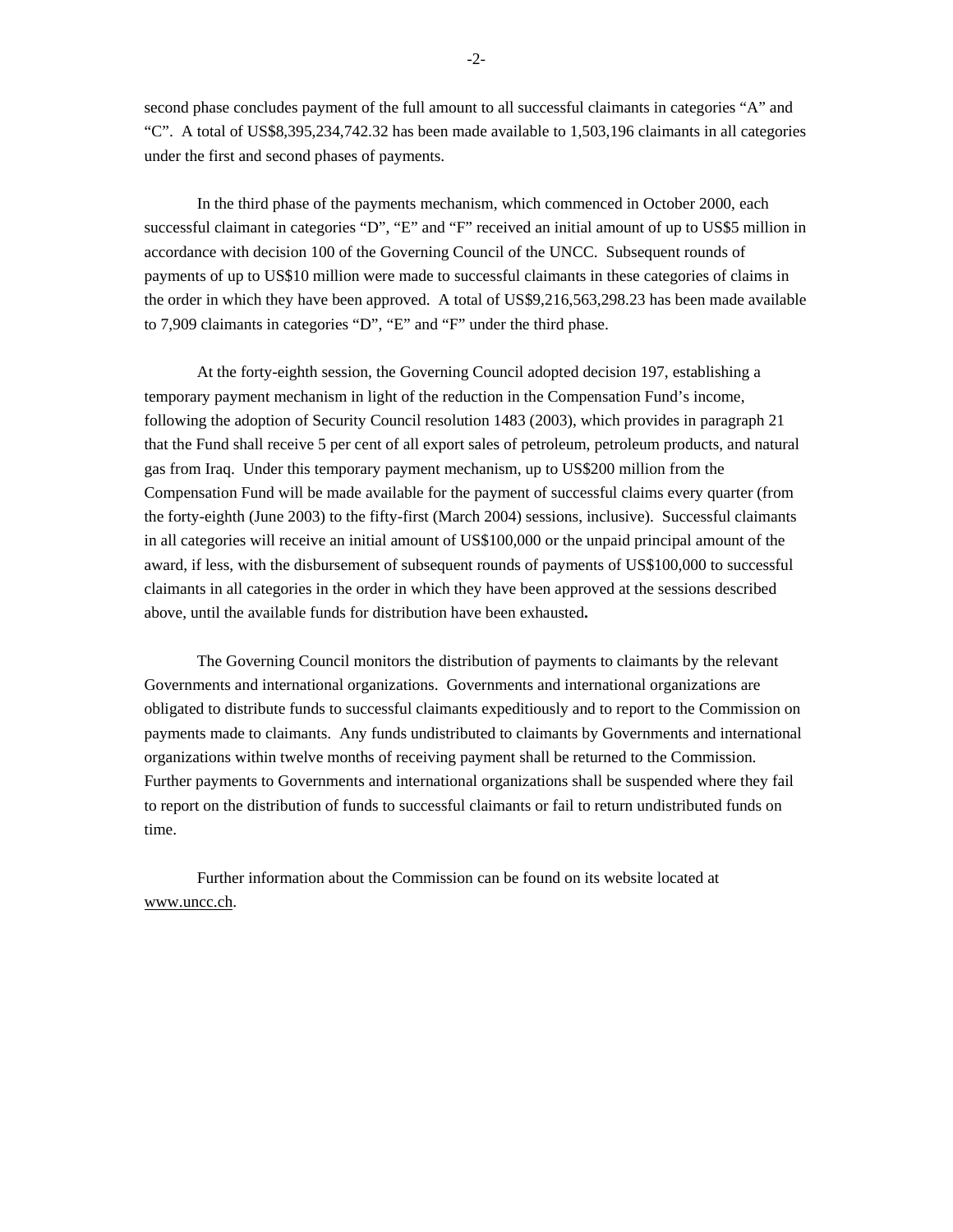second phase concludes payment of the full amount to all successful claimants in categories "A" and "C". A total of US$8,395,234,742.32 has been made available to 1,503,196 claimants in all categories under the first and second phases of payments.

In the third phase of the payments mechanism, which commenced in October 2000, each successful claimant in categories "D", "E" and "F" received an initial amount of up to US$5 million in accordance with decision 100 of the Governing Council of the UNCC. Subsequent rounds of payments of up to US$10 million were made to successful claimants in these categories of claims in the order in which they have been approved. A total of US$9,216,563,298.23 has been made available to 7,909 claimants in categories "D", "E" and "F" under the third phase.

At the forty-eighth session, the Governing Council adopted decision 197, establishing a temporary payment mechanism in light of the reduction in the Compensation Fund's income, following the adoption of Security Council resolution 1483 (2003), which provides in paragraph 21 that the Fund shall receive 5 per cent of all export sales of petroleum, petroleum products, and natural gas from Iraq. Under this temporary payment mechanism, up to US$200 million from the Compensation Fund will be made available for the payment of successful claims every quarter (from the forty-eighth (June 2003) to the fifty-first (March 2004) sessions, inclusive). Successful claimants in all categories will receive an initial amount of US$100,000 or the unpaid principal amount of the award, if less, with the disbursement of subsequent rounds of payments of US$100,000 to successful claimants in all categories in the order in which they have been approved at the sessions described above, until the available funds for distribution have been exhausted**.**

The Governing Council monitors the distribution of payments to claimants by the relevant Governments and international organizations. Governments and international organizations are obligated to distribute funds to successful claimants expeditiously and to report to the Commission on payments made to claimants. Any funds undistributed to claimants by Governments and international organizations within twelve months of receiving payment shall be returned to the Commission. Further payments to Governments and international organizations shall be suspended where they fail to report on the distribution of funds to successful claimants or fail to return undistributed funds on time.

Further information about the Commission can be found on its website located at www.uncc.ch.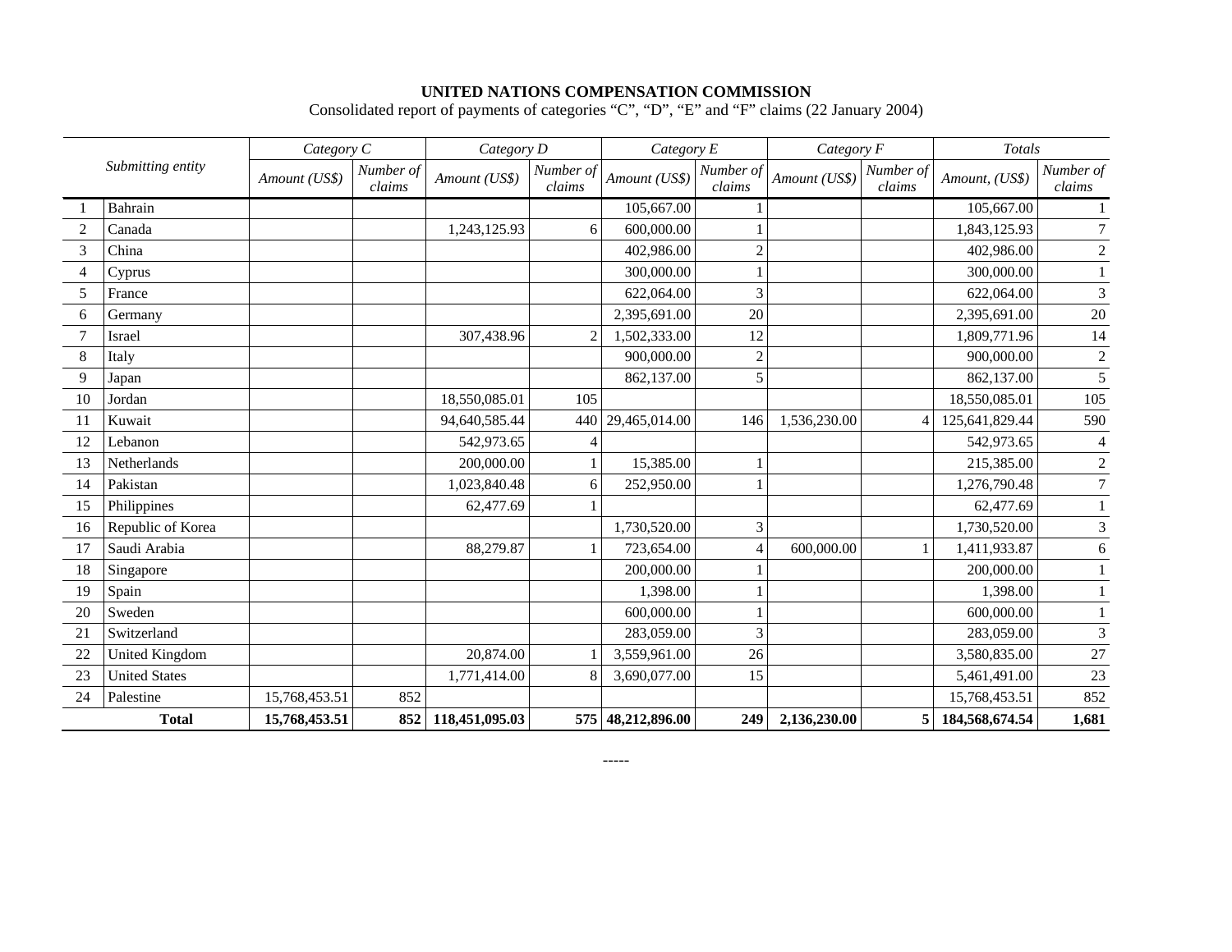**UNITED NATIONS COMPENSATION COMMISSION**

Consolidated report of payments of categories “C”, “D”, “E” and “F” claims (22 January 2004)

| Submitting entity | | *Category C* | | *Category D* | | *Category E* | | *Category F* | | *Totals* | |
|---|---|---|---|---|---|---|---|---|---|---|---|
| | | *Amount (US$)* | *Number of claims* | *Amount (US$)* | *Number of claims* | *Amount (US$)* | *Number of claims* | *Amount (US$)* | *Number of claims* | *Amount, (US$)* | *Number of claims* |
| 1 | Bahrain | | | | | 105,667.00 | 1 | | | 105,667.00 | 1 |
| 2 | Canada | | | 1,243,125.93 | 6 | 600,000.00 | 1 | | | 1,843,125.93 | 7 |
| 3 | China | | | | | 402,986.00 | 2 | | | 402,986.00 | 2 |
| 4 | Cyprus | | | | | 300,000.00 | 1 | | | 300,000.00 | 1 |
| 5 | France | | | | | 622,064.00 | 3 | | | 622,064.00 | 3 |
| 6 | Germany | | | | | 2,395,691.00 | 20 | | | 2,395,691.00 | 20 |
| 7 | Israel | | | 307,438.96 | 2 | 1,502,333.00 | 12 | | | 1,809,771.96 | 14 |
| 8 | Italy | | | | | 900,000.00 | 2 | | | 900,000.00 | 2 |
| 9 | Japan | | | | | 862,137.00 | 5 | | | 862,137.00 | 5 |
| 10 | Jordan | | | 18,550,085.01 | 105 | | | | | 18,550,085.01 | 105 |
| 11 | Kuwait | | | 94,640,585.44 | 440 | 29,465,014.00 | 146 | 1,536,230.00 | 4 | 125,641,829.44 | 590 |
| 12 | Lebanon | | | 542,973.65 | 4 | | | | | 542,973.65 | 4 |
| 13 | Netherlands | | | 200,000.00 | 1 | 15,385.00 | 1 | | | 215,385.00 | 2 |
| 14 | Pakistan | | | 1,023,840.48 | 6 | 252,950.00 | 1 | | | 1,276,790.48 | 7 |
| 15 | Philippines | | | 62,477.69 | 1 | | | | | 62,477.69 | 1 |
| 16 | Republic of Korea | | | | | 1,730,520.00 | 3 | | | 1,730,520.00 | 3 |
| 17 | Saudi Arabia | | | 88,279.87 | 1 | 723,654.00 | 4 | 600,000.00 | 1 | 1,411,933.87 | 6 |
| 18 | Singapore | | | | | 200,000.00 | 1 | | | 200,000.00 | 1 |
| 19 | Spain | | | | | 1,398.00 | 1 | | | 1,398.00 | 1 |
| 20 | Sweden | | | | | 600,000.00 | 1 | | | 600,000.00 | 1 |
| 21 | Switzerland | | | | | 283,059.00 | 3 | | | 283,059.00 | 3 |
| 22 | United Kingdom | | | 20,874.00 | 1 | 3,559,961.00 | 26 | | | 3,580,835.00 | 27 |
| 23 | United States | | | 1,771,414.00 | 8 | 3,690,077.00 | 15 | | | 5,461,491.00 | 23 |
| 24 | Palestine | 15,768,453.51 | 852 | | | | | | | 15,768,453.51 | 852 |
| **Total** | | **15,768,453.51** | **852** | **118,451,095.03** | **575** | **48,212,896.00** | **249** | **2,136,230.00** | **5** | **184,568,674.54** | **1,681** |

-----